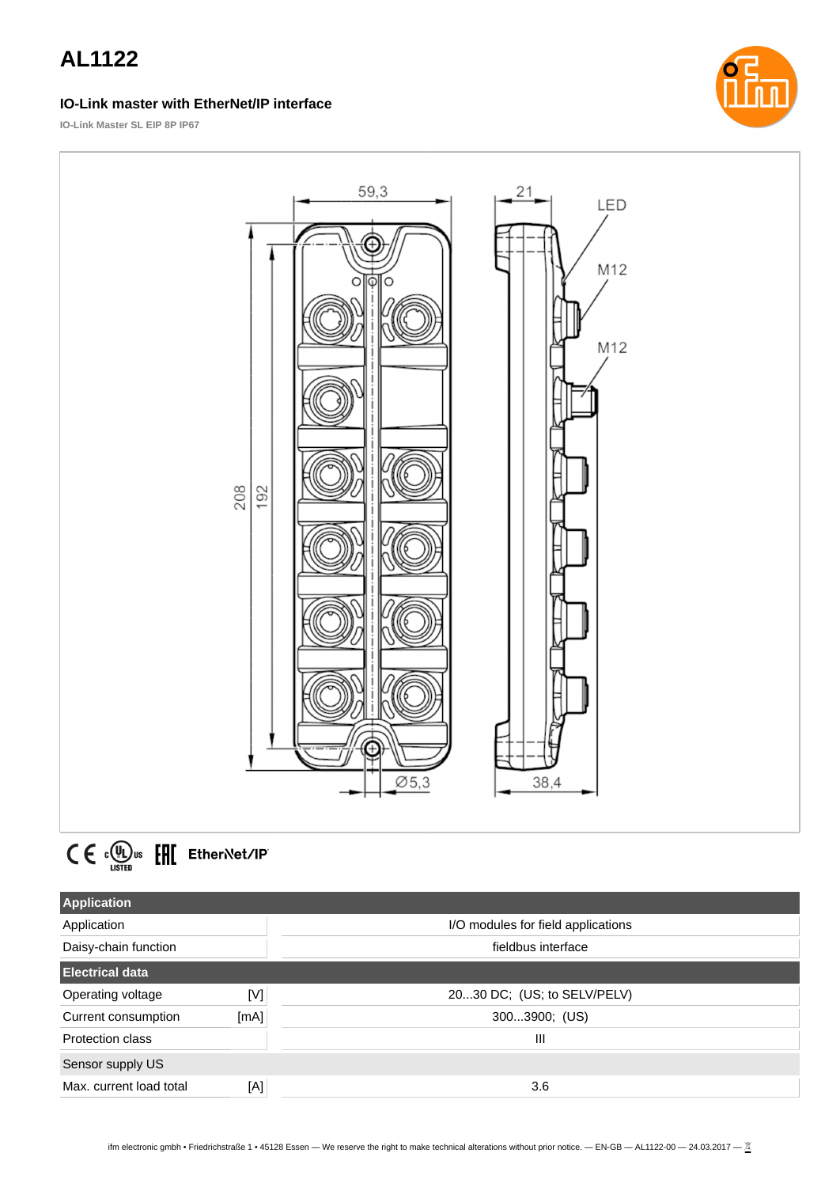# AL1122

### IO-Link master with EtherNet/IP interface

IO-Link Master SL EIP 8P IP67

| Application | | |
|---|---|---|
| Application | | I/O modules for field applications |
| Daisy-chain function | | fieldbus interface |
| **Electrical data** | | |
| Operating voltage | [V] | 20...30 DC;  (US; to SELV/PELV) |
| Current consumption | [mA] | 300...3900;  (US) |
| Protection class | | III |
| Sensor supply US | | |
| Max. current load total | [A] | 3.6 |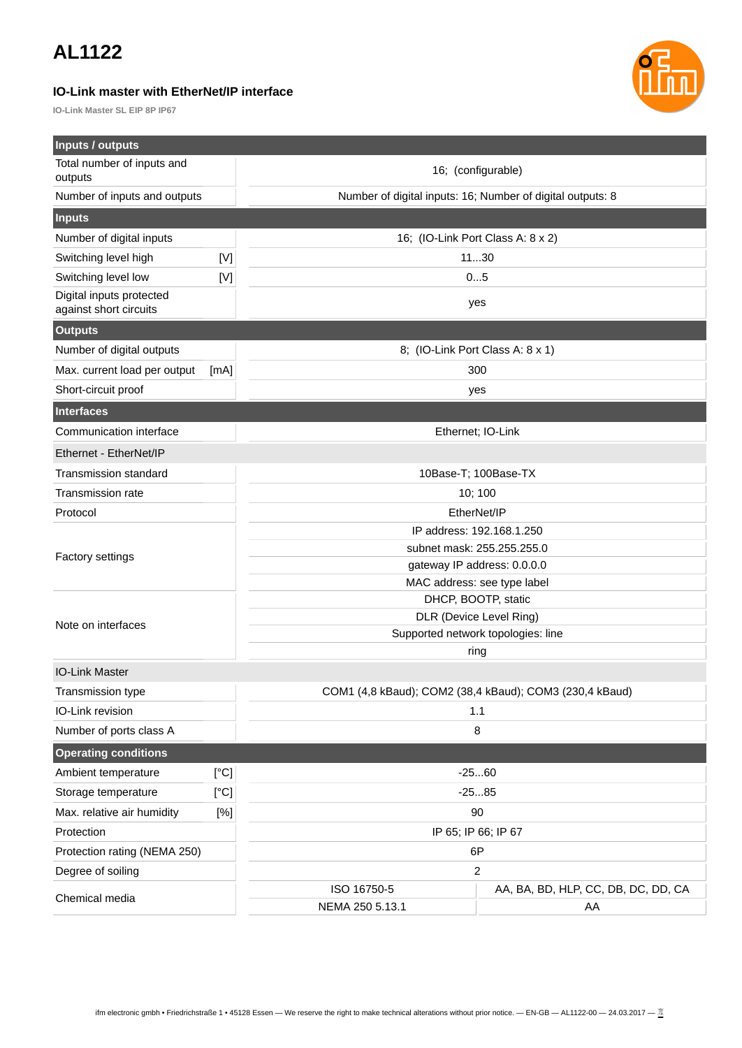# AL1122

### IO-Link master with EtherNet/IP interface

IO-Link Master SL EIP 8P IP67

| **Inputs / outputs** | | | |
|---|---|---|---|
| Total number of inputs and outputs | | 16; (configurable) | |
| Number of inputs and outputs | | Number of digital inputs: 16; Number of digital outputs: 8 | |
| **Inputs** | | | |
| Number of digital inputs | | 16; (IO-Link Port Class A: 8 x 2) | |
| Switching level high | [V] | 11...30 | |
| Switching level low | [V] | 0...5 | |
| Digital inputs protected against short circuits | | yes | |
| **Outputs** | | | |
| Number of digital outputs | | 8; (IO-Link Port Class A: 8 x 1) | |
| Max. current load per output | [mA] | 300 | |
| Short-circuit proof | | yes | |
| **Interfaces** | | | |
| Communication interface | | Ethernet; IO-Link | |
| Ethernet - EtherNet/IP | | | |
| Transmission standard | | 10Base-T; 100Base-TX | |
| Transmission rate | | 10; 100 | |
| Protocol | | EtherNet/IP | |
| Factory settings | | IP address: 192.168.1.250 | |
| | | subnet mask: 255.255.255.0 | |
| | | gateway IP address: 0.0.0.0 | |
| | | MAC address: see type label | |
| Note on interfaces | | DHCP, BOOTP, static | |
| | | DLR (Device Level Ring) | |
| | | Supported network topologies: line | |
| | | ring | |
| IO-Link Master | | | |
| Transmission type | | COM1 (4,8 kBaud); COM2 (38,4 kBaud); COM3 (230,4 kBaud) | |
| IO-Link revision | | 1.1 | |
| Number of ports class A | | 8 | |
| **Operating conditions** | | | |
| Ambient temperature | [°C] | -25...60 | |
| Storage temperature | [°C] | -25...85 | |
| Max. relative air humidity | [%] | 90 | |
| Protection | | IP 65; IP 66; IP 67 | |
| Protection rating (NEMA 250) | | 6P | |
| Degree of soiling | | 2 | |
| Chemical media | | ISO 16750-5 | AA, BA, BD, HLP, CC, DB, DC, DD, CA |
| | | NEMA 250 5.13.1 | AA |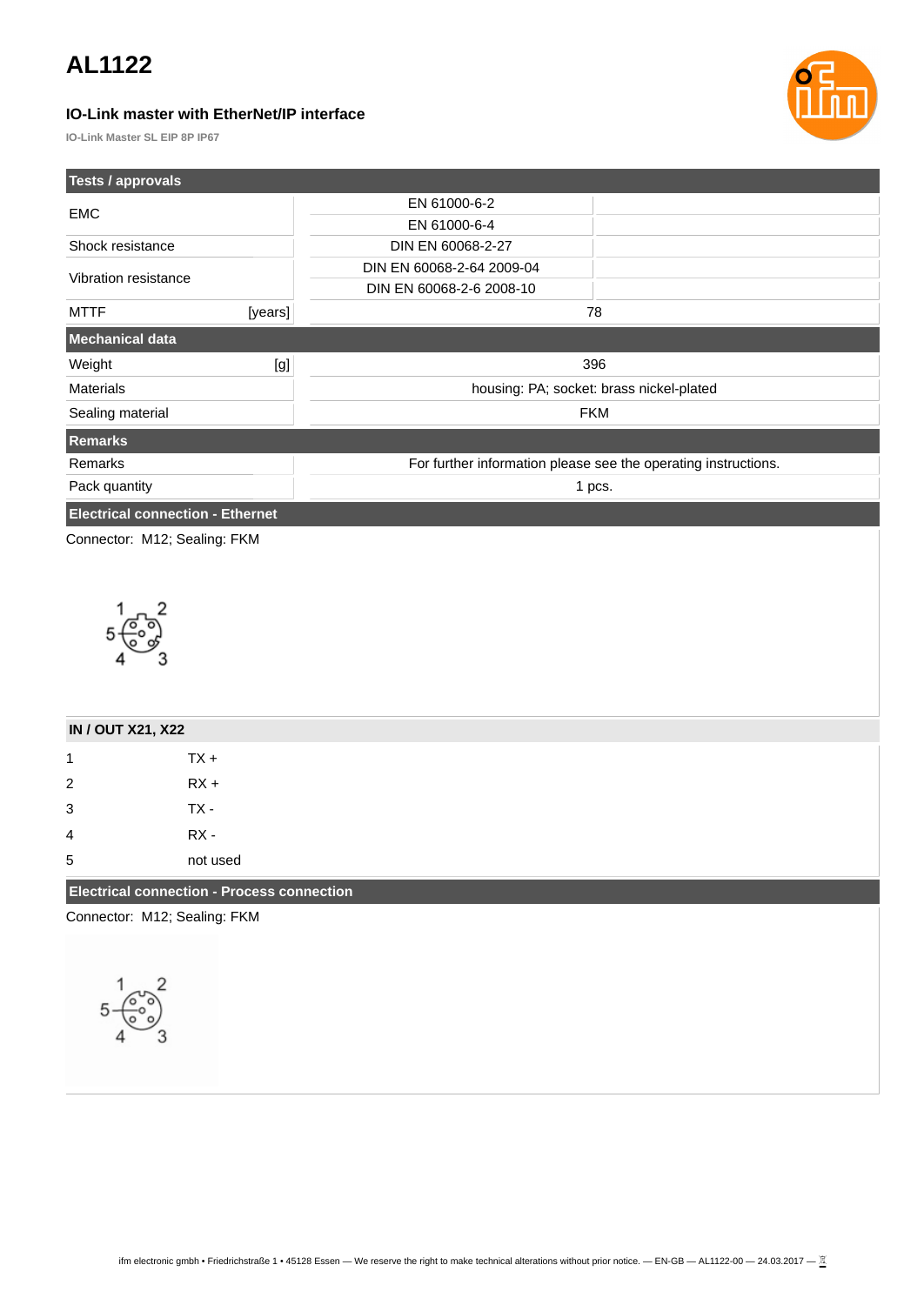# AL1122

### IO-Link master with EtherNet/IP interface

IO-Link Master SL EIP 8P IP67

| Tests / approvals | | |
|---|---|---|
| EMC | EN 61000-6-2 | |
| | EN 61000-6-4 | |
| Shock resistance | DIN EN 60068-2-27 | |
| Vibration resistance | DIN EN 60068-2-64 2009-04 | |
| | DIN EN 60068-2-6 2008-10 | |
| MTTF [years] | 78 | |

| Mechanical data | |
|---|---|
| Weight [g] | 396 |
| Materials | housing: PA; socket: brass nickel-plated |
| Sealing material | FKM |

| Remarks | |
|---|---|
| Remarks | For further information please see the operating instructions. |
| Pack quantity | 1 pcs. |

## Electrical connection - Ethernet

Connector: M12; Sealing: FKM

| IN / OUT X21, X22 | |
|---|---|
| 1 | TX + |
| 2 | RX + |
| 3 | TX - |
| 4 | RX - |
| 5 | not used |

## Electrical connection - Process connection

Connector: M12; Sealing: FKM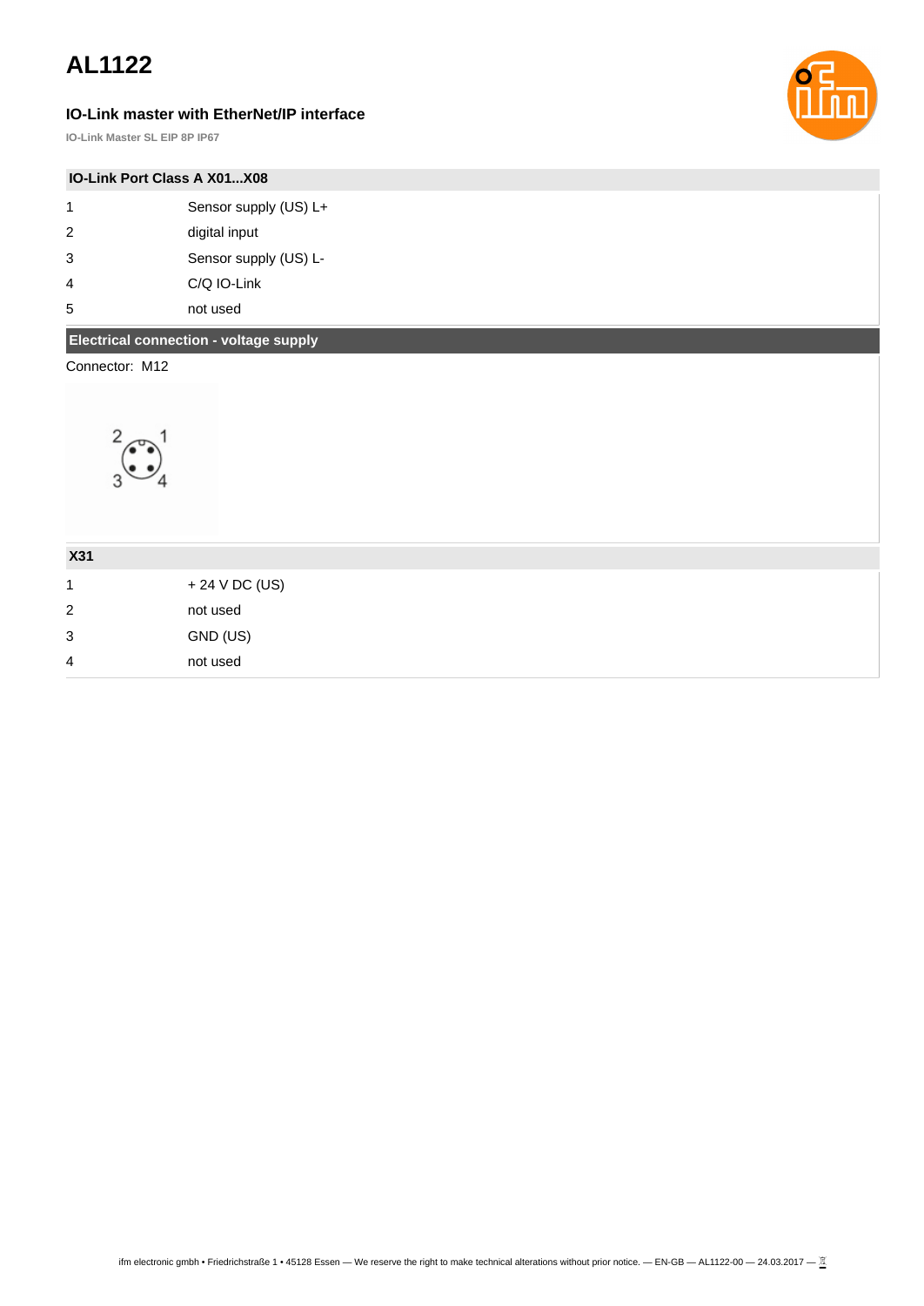# AL1122

### IO-Link master with EtherNet/IP interface

IO-Link Master SL EIP 8P IP67

## IO-Link Port Class A X01...X08

| | |
|---|---|
| 1 | Sensor supply (US) L+ |
| 2 | digital input |
| 3 | Sensor supply (US) L- |
| 4 | C/Q IO-Link |
| 5 | not used |

## Electrical connection - voltage supply

Connector: M12

2 1
3 4

## X31

| | |
|---|---|
| 1 | + 24 V DC (US) |
| 2 | not used |
| 3 | GND (US) |
| 4 | not used |